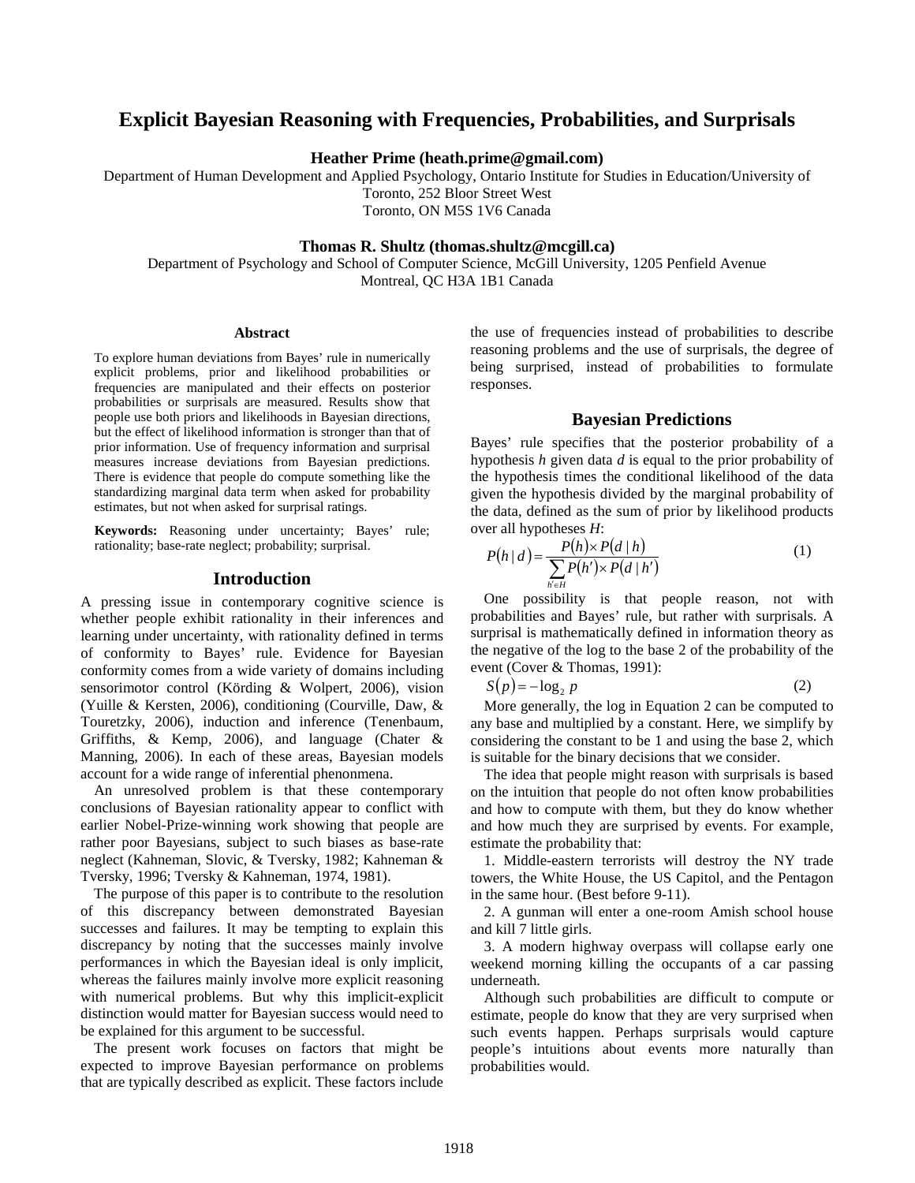# Explicit Bayesian Reasoning with Frequencies, Probabilities, and Surprisals

**Heather Prime (heath.prime@gmail.com)**

Department of Human Development and Applied Psychology, Ontario Institute for Studies in Education/University of Toronto, 252 Bloor Street West
Toronto, ON M5S 1V6 Canada

**Thomas R. Shultz (thomas.shultz@mcgill.ca)**

Department of Psychology and School of Computer Science, McGill University, 1205 Penfield Avenue
Montreal, QC H3A 1B1 Canada

## Abstract

To explore human deviations from Bayes' rule in numerically explicit problems, prior and likelihood probabilities or frequencies are manipulated and their effects on posterior probabilities or surprisals are measured. Results show that people use both priors and likelihoods in Bayesian directions, but the effect of likelihood information is stronger than that of prior information. Use of frequency information and surprisal measures increase deviations from Bayesian predictions. There is evidence that people do compute something like the standardizing marginal data term when asked for probability estimates, but not when asked for surprisal ratings.

**Keywords:** Reasoning under uncertainty; Bayes' rule; rationality; base-rate neglect; probability; surprisal.

## Introduction

A pressing issue in contemporary cognitive science is whether people exhibit rationality in their inferences and learning under uncertainty, with rationality defined in terms of conformity to Bayes' rule. Evidence for Bayesian conformity comes from a wide variety of domains including sensorimotor control (Körding & Wolpert, 2006), vision (Yuille & Kersten, 2006), conditioning (Courville, Daw, & Touretzky, 2006), induction and inference (Tenenbaum, Griffiths, & Kemp, 2006), and language (Chater & Manning, 2006). In each of these areas, Bayesian models account for a wide range of inferential phenonmena.

An unresolved problem is that these contemporary conclusions of Bayesian rationality appear to conflict with earlier Nobel-Prize-winning work showing that people are rather poor Bayesians, subject to such biases as base-rate neglect (Kahneman, Slovic, & Tversky, 1982; Kahneman & Tversky, 1996; Tversky & Kahneman, 1974, 1981).

The purpose of this paper is to contribute to the resolution of this discrepancy between demonstrated Bayesian successes and failures. It may be tempting to explain this discrepancy by noting that the successes mainly involve performances in which the Bayesian ideal is only implicit, whereas the failures mainly involve more explicit reasoning with numerical problems. But why this implicit-explicit distinction would matter for Bayesian success would need to be explained for this argument to be successful.

The present work focuses on factors that might be expected to improve Bayesian performance on problems that are typically described as explicit. These factors include the use of frequencies instead of probabilities to describe reasoning problems and the use of surprisals, the degree of being surprised, instead of probabilities to formulate responses.

## Bayesian Predictions

Bayes' rule specifies that the posterior probability of a hypothesis *h* given data *d* is equal to the prior probability of the hypothesis times the conditional likelihood of the data given the hypothesis divided by the marginal probability of the data, defined as the sum of prior by likelihood products over all hypotheses *H*:

$$P(h \mid d) = \frac{P(h) \times P(d \mid h)}{\sum_{h' \in H} P(h') \times P(d \mid h')} \tag{1}$$

One possibility is that people reason, not with probabilities and Bayes' rule, but rather with surprisals. A surprisal is mathematically defined in information theory as the negative of the log to the base 2 of the probability of the event (Cover & Thomas, 1991):

$$S(p) = -\log_2 p \tag{2}$$

More generally, the log in Equation 2 can be computed to any base and multiplied by a constant. Here, we simplify by considering the constant to be 1 and using the base 2, which is suitable for the binary decisions that we consider.

The idea that people might reason with surprisals is based on the intuition that people do not often know probabilities and how to compute with them, but they do know whether and how much they are surprised by events. For example, estimate the probability that:

1. Middle-eastern terrorists will destroy the NY trade towers, the White House, the US Capitol, and the Pentagon in the same hour. (Best before 9-11).

2. A gunman will enter a one-room Amish school house and kill 7 little girls.

3. A modern highway overpass will collapse early one weekend morning killing the occupants of a car passing underneath.

Although such probabilities are difficult to compute or estimate, people do know that they are very surprised when such events happen. Perhaps surprisals would capture people's intuitions about events more naturally than probabilities would.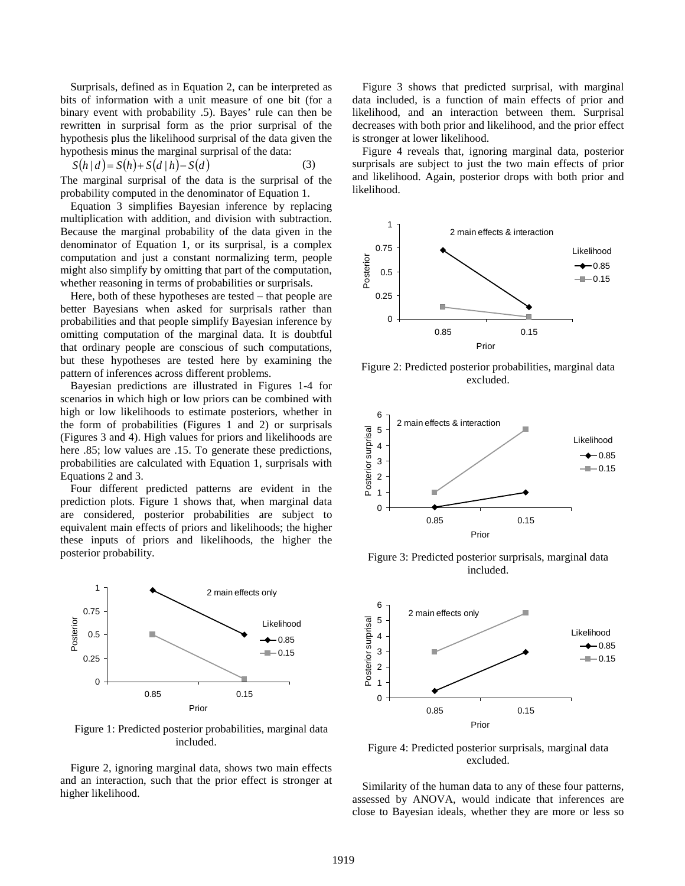Surprisals, defined as in Equation 2, can be interpreted as bits of information with a unit measure of one bit (for a binary event with probability .5). Bayes' rule can then be rewritten in surprisal form as the prior surprisal of the hypothesis plus the likelihood surprisal of the data given the hypothesis minus the marginal surprisal of the data:

$$S(h \mid d) = S(h) + S(d \mid h) - S(d) \qquad (3)$$

The marginal surprisal of the data is the surprisal of the probability computed in the denominator of Equation 1.

Equation 3 simplifies Bayesian inference by replacing multiplication with addition, and division with subtraction. Because the marginal probability of the data given in the denominator of Equation 1, or its surprisal, is a complex computation and just a constant normalizing term, people might also simplify by omitting that part of the computation, whether reasoning in terms of probabilities or surprisals.

Here, both of these hypotheses are tested – that people are better Bayesians when asked for surprisals rather than probabilities and that people simplify Bayesian inference by omitting computation of the marginal data. It is doubtful that ordinary people are conscious of such computations, but these hypotheses are tested here by examining the pattern of inferences across different problems.

Bayesian predictions are illustrated in Figures 1-4 for scenarios in which high or low priors can be combined with high or low likelihoods to estimate posteriors, whether in the form of probabilities (Figures 1 and 2) or surprisals (Figures 3 and 4). High values for priors and likelihoods are here .85; low values are .15. To generate these predictions, probabilities are calculated with Equation 1, surprisals with Equations 2 and 3.

Four different predicted patterns are evident in the prediction plots. Figure 1 shows that, when marginal data are considered, posterior probabilities are subject to equivalent main effects of priors and likelihoods; the higher these inputs of priors and likelihoods, the higher the posterior probability.

Figure 1: Predicted posterior probabilities, marginal data included.

Figure 2, ignoring marginal data, shows two main effects and an interaction, such that the prior effect is stronger at higher likelihood.

Figure 3 shows that predicted surprisal, with marginal data included, is a function of main effects of prior and likelihood, and an interaction between them. Surprisal decreases with both prior and likelihood, and the prior effect is stronger at lower likelihood.

Figure 4 reveals that, ignoring marginal data, posterior surprisals are subject to just the two main effects of prior and likelihood. Again, posterior drops with both prior and likelihood.

Figure 2: Predicted posterior probabilities, marginal data excluded.

Figure 3: Predicted posterior surprisals, marginal data included.

Figure 4: Predicted posterior surprisals, marginal data excluded.

Similarity of the human data to any of these four patterns, assessed by ANOVA, would indicate that inferences are close to Bayesian ideals, whether they are more or less so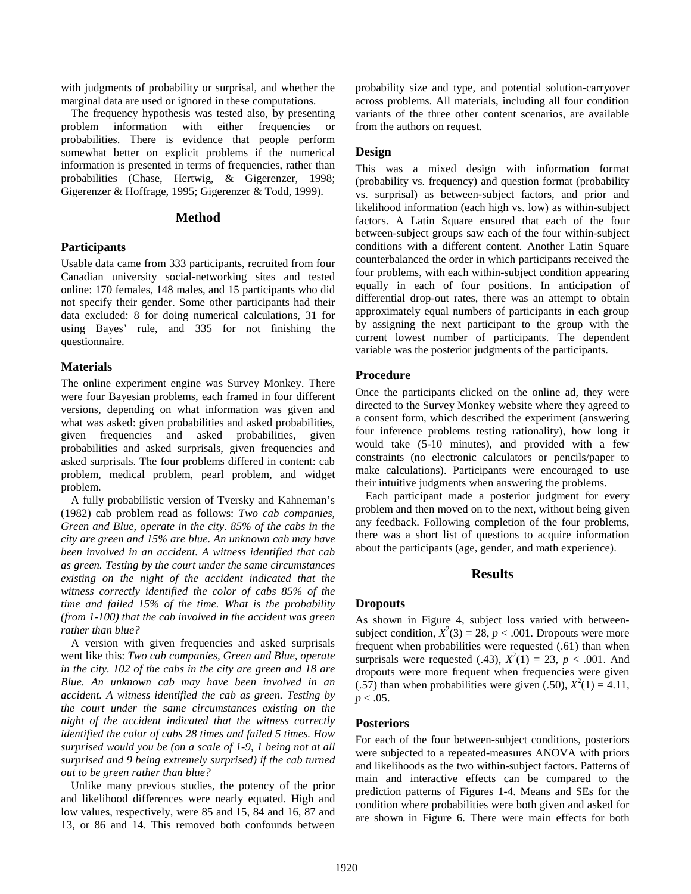with judgments of probability or surprisal, and whether the marginal data are used or ignored in these computations.

The frequency hypothesis was tested also, by presenting problem information with either frequencies or probabilities. There is evidence that people perform somewhat better on explicit problems if the numerical information is presented in terms of frequencies, rather than probabilities (Chase, Hertwig, & Gigerenzer, 1998; Gigerenzer & Hoffrage, 1995; Gigerenzer & Todd, 1999).

## Method

### Participants

Usable data came from 333 participants, recruited from four Canadian university social-networking sites and tested online: 170 females, 148 males, and 15 participants who did not specify their gender. Some other participants had their data excluded: 8 for doing numerical calculations, 31 for using Bayes' rule, and 335 for not finishing the questionnaire.

### Materials

The online experiment engine was Survey Monkey. There were four Bayesian problems, each framed in four different versions, depending on what information was given and what was asked: given probabilities and asked probabilities, given frequencies and asked probabilities, given probabilities and asked surprisals, given frequencies and asked surprisals. The four problems differed in content: cab problem, medical problem, pearl problem, and widget problem.

A fully probabilistic version of Tversky and Kahneman's (1982) cab problem read as follows: *Two cab companies, Green and Blue, operate in the city. 85% of the cabs in the city are green and 15% are blue. An unknown cab may have been involved in an accident. A witness identified that cab as green. Testing by the court under the same circumstances existing on the night of the accident indicated that the witness correctly identified the color of cabs 85% of the time and failed 15% of the time. What is the probability (from 1-100) that the cab involved in the accident was green rather than blue?*

A version with given frequencies and asked surprisals went like this: *Two cab companies, Green and Blue, operate in the city. 102 of the cabs in the city are green and 18 are Blue. An unknown cab may have been involved in an accident. A witness identified the cab as green. Testing by the court under the same circumstances existing on the night of the accident indicated that the witness correctly identified the color of cabs 28 times and failed 5 times. How surprised would you be (on a scale of 1-9, 1 being not at all surprised and 9 being extremely surprised) if the cab turned out to be green rather than blue?*

Unlike many previous studies, the potency of the prior and likelihood differences were nearly equated. High and low values, respectively, were 85 and 15, 84 and 16, 87 and 13, or 86 and 14. This removed both confounds between probability size and type, and potential solution-carryover across problems. All materials, including all four condition variants of the three other content scenarios, are available from the authors on request.

### Design

This was a mixed design with information format (probability vs. frequency) and question format (probability vs. surprisal) as between-subject factors, and prior and likelihood information (each high vs. low) as within-subject factors. A Latin Square ensured that each of the four between-subject groups saw each of the four within-subject conditions with a different content. Another Latin Square counterbalanced the order in which participants received the four problems, with each within-subject condition appearing equally in each of four positions. In anticipation of differential drop-out rates, there was an attempt to obtain approximately equal numbers of participants in each group by assigning the next participant to the group with the current lowest number of participants. The dependent variable was the posterior judgments of the participants.

### Procedure

Once the participants clicked on the online ad, they were directed to the Survey Monkey website where they agreed to a consent form, which described the experiment (answering four inference problems testing rationality), how long it would take (5-10 minutes), and provided with a few constraints (no electronic calculators or pencils/paper to make calculations). Participants were encouraged to use their intuitive judgments when answering the problems.

Each participant made a posterior judgment for every problem and then moved on to the next, without being given any feedback. Following completion of the four problems, there was a short list of questions to acquire information about the participants (age, gender, and math experience).

## Results

### Dropouts

As shown in Figure 4, subject loss varied with between-subject condition, $X^2(3) = 28$, $p < .001$. Dropouts were more frequent when probabilities were requested (.61) than when surprisals were requested (.43), $X^2(1) = 23$, $p < .001$. And dropouts were more frequent when frequencies were given (.57) than when probabilities were given (.50), $X^2(1) = 4.11$, $p < .05$.

### Posteriors

For each of the four between-subject conditions, posteriors were subjected to a repeated-measures ANOVA with priors and likelihoods as the two within-subject factors. Patterns of main and interactive effects can be compared to the prediction patterns of Figures 1-4. Means and SEs for the condition where probabilities were both given and asked for are shown in Figure 6. There were main effects for both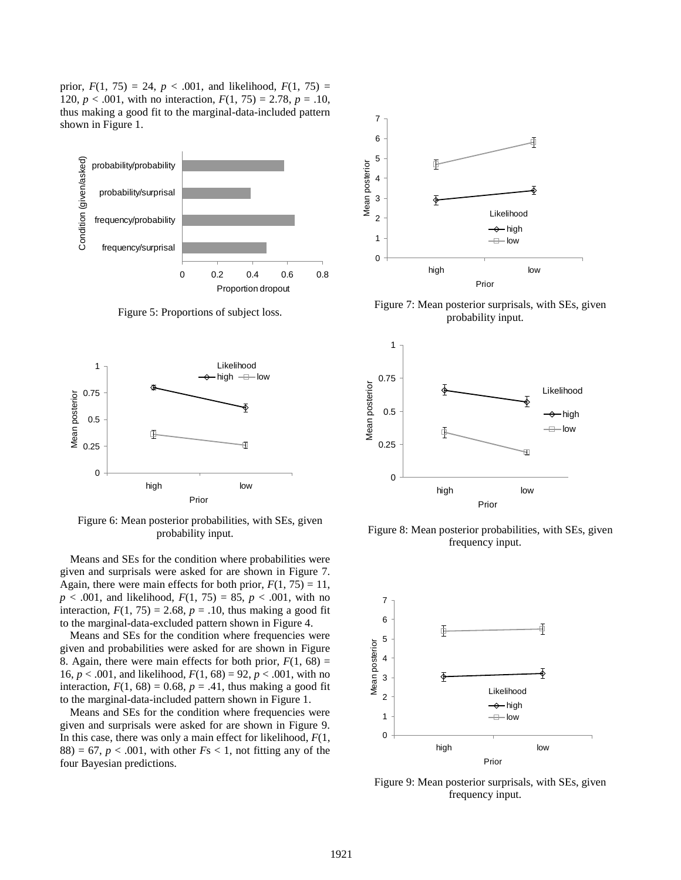prior, $F(1, 75) = 24$, $p < .001$, and likelihood, $F(1, 75) = 120$, $p < .001$, with no interaction, $F(1, 75) = 2.78$, $p = .10$, thus making a good fit to the marginal-data-included pattern shown in Figure 1.

Figure 5: Proportions of subject loss.

Figure 6: Mean posterior probabilities, with SEs, given probability input.

Means and SEs for the condition where probabilities were given and surprisals were asked for are shown in Figure 7. Again, there were main effects for both prior, $F(1, 75) = 11$, $p < .001$, and likelihood, $F(1, 75) = 85$, $p < .001$, with no interaction, $F(1, 75) = 2.68$, $p = .10$, thus making a good fit to the marginal-data-excluded pattern shown in Figure 4.

Means and SEs for the condition where frequencies were given and probabilities were asked for are shown in Figure 8. Again, there were main effects for both prior, $F(1, 68) = 16$, $p < .001$, and likelihood, $F(1, 68) = 92$, $p < .001$, with no interaction, $F(1, 68) = 0.68$, $p = .41$, thus making a good fit to the marginal-data-included pattern shown in Figure 1.

Means and SEs for the condition where frequencies were given and surprisals were asked for are shown in Figure 9. In this case, there was only a main effect for likelihood, $F(1, 88) = 67$, $p < .001$, with other $F$s $< 1$, not fitting any of the four Bayesian predictions.

Figure 7: Mean posterior surprisals, with SEs, given probability input.

Figure 8: Mean posterior probabilities, with SEs, given frequency input.

Figure 9: Mean posterior surprisals, with SEs, given frequency input.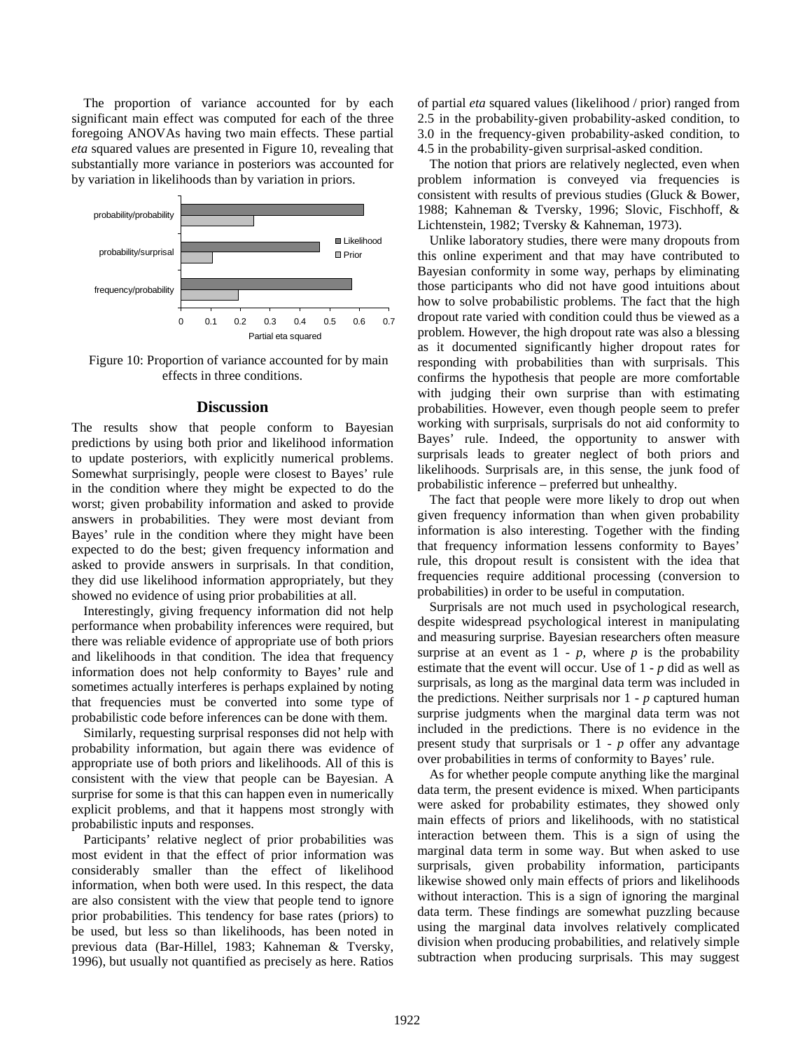The proportion of variance accounted for by each significant main effect was computed for each of the three foregoing ANOVAs having two main effects. These partial *eta* squared values are presented in Figure 10, revealing that substantially more variance in posteriors was accounted for by variation in likelihoods than by variation in priors.

Figure 10: Proportion of variance accounted for by main effects in three conditions.

## Discussion

The results show that people conform to Bayesian predictions by using both prior and likelihood information to update posteriors, with explicitly numerical problems. Somewhat surprisingly, people were closest to Bayes' rule in the condition where they might be expected to do the worst; given probability information and asked to provide answers in probabilities. They were most deviant from Bayes' rule in the condition where they might have been expected to do the best; given frequency information and asked to provide answers in surprisals. In that condition, they did use likelihood information appropriately, but they showed no evidence of using prior probabilities at all.

Interestingly, giving frequency information did not help performance when probability inferences were required, but there was reliable evidence of appropriate use of both priors and likelihoods in that condition. The idea that frequency information does not help conformity to Bayes' rule and sometimes actually interferes is perhaps explained by noting that frequencies must be converted into some type of probabilistic code before inferences can be done with them.

Similarly, requesting surprisal responses did not help with probability information, but again there was evidence of appropriate use of both priors and likelihoods. All of this is consistent with the view that people can be Bayesian. A surprise for some is that this can happen even in numerically explicit problems, and that it happens most strongly with probabilistic inputs and responses.

Participants' relative neglect of prior probabilities was most evident in that the effect of prior information was considerably smaller than the effect of likelihood information, when both were used. In this respect, the data are also consistent with the view that people tend to ignore prior probabilities. This tendency for base rates (priors) to be used, but less so than likelihoods, has been noted in previous data (Bar-Hillel, 1983; Kahneman & Tversky, 1996), but usually not quantified as precisely as here. Ratios of partial *eta* squared values (likelihood / prior) ranged from 2.5 in the probability-given probability-asked condition, to 3.0 in the frequency-given probability-asked condition, to 4.5 in the probability-given surprisal-asked condition.

The notion that priors are relatively neglected, even when problem information is conveyed via frequencies is consistent with results of previous studies (Gluck & Bower, 1988; Kahneman & Tversky, 1996; Slovic, Fischhoff, & Lichtenstein, 1982; Tversky & Kahneman, 1973).

Unlike laboratory studies, there were many dropouts from this online experiment and that may have contributed to Bayesian conformity in some way, perhaps by eliminating those participants who did not have good intuitions about how to solve probabilistic problems. The fact that the high dropout rate varied with condition could thus be viewed as a problem. However, the high dropout rate was also a blessing as it documented significantly higher dropout rates for responding with probabilities than with surprisals. This confirms the hypothesis that people are more comfortable with judging their own surprise than with estimating probabilities. However, even though people seem to prefer working with surprisals, surprisals do not aid conformity to Bayes' rule. Indeed, the opportunity to answer with surprisals leads to greater neglect of both priors and likelihoods. Surprisals are, in this sense, the junk food of probabilistic inference – preferred but unhealthy.

The fact that people were more likely to drop out when given frequency information than when given probability information is also interesting. Together with the finding that frequency information lessens conformity to Bayes' rule, this dropout result is consistent with the idea that frequencies require additional processing (conversion to probabilities) in order to be useful in computation.

Surprisals are not much used in psychological research, despite widespread psychological interest in manipulating and measuring surprise. Bayesian researchers often measure surprise at an event as $1 - p$, where $p$ is the probability estimate that the event will occur. Use of $1 - p$ did as well as surprisals, as long as the marginal data term was included in the predictions. Neither surprisals nor $1 - p$ captured human surprise judgments when the marginal data term was not included in the predictions. There is no evidence in the present study that surprisals or $1 - p$ offer any advantage over probabilities in terms of conformity to Bayes' rule.

As for whether people compute anything like the marginal data term, the present evidence is mixed. When participants were asked for probability estimates, they showed only main effects of priors and likelihoods, with no statistical interaction between them. This is a sign of using the marginal data term in some way. But when asked to use surprisals, given probability information, participants likewise showed only main effects of priors and likelihoods without interaction. This is a sign of ignoring the marginal data term. These findings are somewhat puzzling because using the marginal data involves relatively complicated division when producing probabilities, and relatively simple subtraction when producing surprisals. This may suggest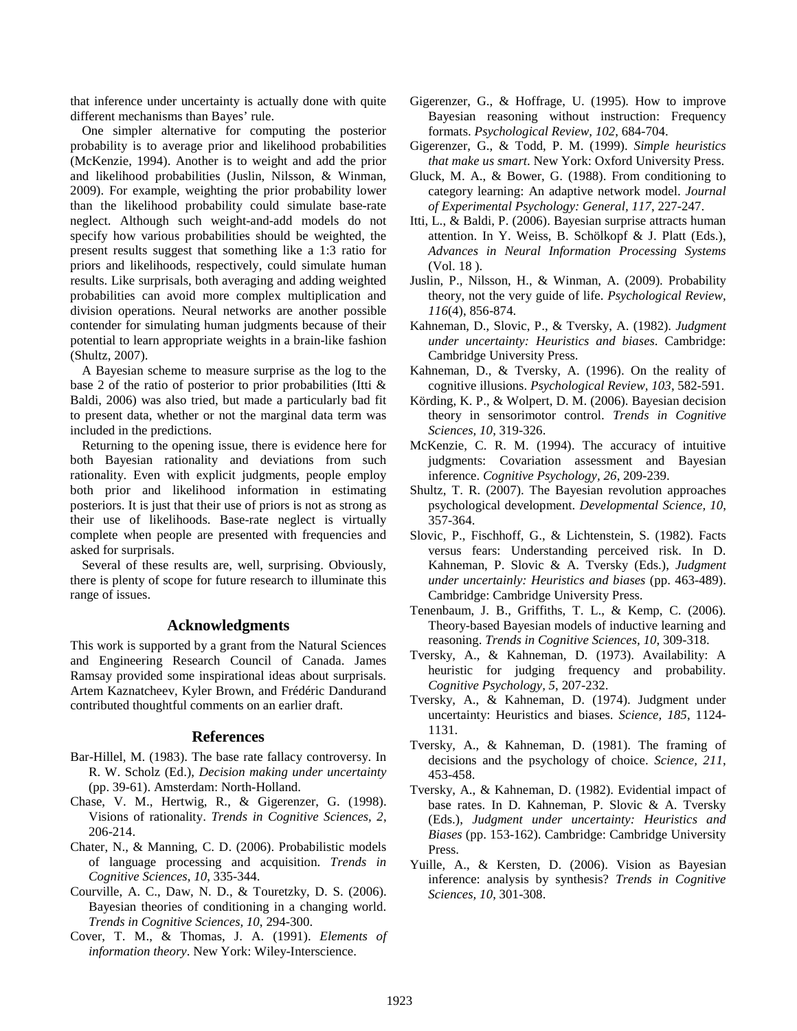that inference under uncertainty is actually done with quite different mechanisms than Bayes' rule.

One simpler alternative for computing the posterior probability is to average prior and likelihood probabilities (McKenzie, 1994). Another is to weight and add the prior and likelihood probabilities (Juslin, Nilsson, & Winman, 2009). For example, weighting the prior probability lower than the likelihood probability could simulate base-rate neglect. Although such weight-and-add models do not specify how various probabilities should be weighted, the present results suggest that something like a 1:3 ratio for priors and likelihoods, respectively, could simulate human results. Like surprisals, both averaging and adding weighted probabilities can avoid more complex multiplication and division operations. Neural networks are another possible contender for simulating human judgments because of their potential to learn appropriate weights in a brain-like fashion (Shultz, 2007).

A Bayesian scheme to measure surprise as the log to the base 2 of the ratio of posterior to prior probabilities (Itti & Baldi, 2006) was also tried, but made a particularly bad fit to present data, whether or not the marginal data term was included in the predictions.

Returning to the opening issue, there is evidence here for both Bayesian rationality and deviations from such rationality. Even with explicit judgments, people employ both prior and likelihood information in estimating posteriors. It is just that their use of priors is not as strong as their use of likelihoods. Base-rate neglect is virtually complete when people are presented with frequencies and asked for surprisals.

Several of these results are, well, surprising. Obviously, there is plenty of scope for future research to illuminate this range of issues.

## Acknowledgments

This work is supported by a grant from the Natural Sciences and Engineering Research Council of Canada. James Ramsay provided some inspirational ideas about surprisals. Artem Kaznatcheev, Kyler Brown, and Frédéric Dandurand contributed thoughtful comments on an earlier draft.

## References

Bar-Hillel, M. (1983). The base rate fallacy controversy. In R. W. Scholz (Ed.), *Decision making under uncertainty* (pp. 39-61). Amsterdam: North-Holland.

Chase, V. M., Hertwig, R., & Gigerenzer, G. (1998). Visions of rationality. *Trends in Cognitive Sciences, 2*, 206-214.

Chater, N., & Manning, C. D. (2006). Probabilistic models of language processing and acquisition. *Trends in Cognitive Sciences, 10*, 335-344.

Courville, A. C., Daw, N. D., & Touretzky, D. S. (2006). Bayesian theories of conditioning in a changing world. *Trends in Cognitive Sciences, 10*, 294-300.

Cover, T. M., & Thomas, J. A. (1991). *Elements of information theory*. New York: Wiley-Interscience.

Gigerenzer, G., & Hoffrage, U. (1995). How to improve Bayesian reasoning without instruction: Frequency formats. *Psychological Review, 102*, 684-704.

Gigerenzer, G., & Todd, P. M. (1999). *Simple heuristics that make us smart*. New York: Oxford University Press.

Gluck, M. A., & Bower, G. (1988). From conditioning to category learning: An adaptive network model. *Journal of Experimental Psychology: General, 117*, 227-247.

Itti, L., & Baldi, P. (2006). Bayesian surprise attracts human attention. In Y. Weiss, B. Schölkopf & J. Platt (Eds.), *Advances in Neural Information Processing Systems* (Vol. 18 ).

Juslin, P., Nilsson, H., & Winman, A. (2009). Probability theory, not the very guide of life. *Psychological Review, 116*(4), 856-874.

Kahneman, D., Slovic, P., & Tversky, A. (1982). *Judgment under uncertainty: Heuristics and biases*. Cambridge: Cambridge University Press.

Kahneman, D., & Tversky, A. (1996). On the reality of cognitive illusions. *Psychological Review, 103*, 582-591.

Körding, K. P., & Wolpert, D. M. (2006). Bayesian decision theory in sensorimotor control. *Trends in Cognitive Sciences, 10*, 319-326.

McKenzie, C. R. M. (1994). The accuracy of intuitive judgments: Covariation assessment and Bayesian inference. *Cognitive Psychology, 26*, 209-239.

Shultz, T. R. (2007). The Bayesian revolution approaches psychological development. *Developmental Science, 10*, 357-364.

Slovic, P., Fischhoff, G., & Lichtenstein, S. (1982). Facts versus fears: Understanding perceived risk. In D. Kahneman, P. Slovic & A. Tversky (Eds.), *Judgment under uncertainly: Heuristics and biases* (pp. 463-489). Cambridge: Cambridge University Press.

Tenenbaum, J. B., Griffiths, T. L., & Kemp, C. (2006). Theory-based Bayesian models of inductive learning and reasoning. *Trends in Cognitive Sciences, 10*, 309-318.

Tversky, A., & Kahneman, D. (1973). Availability: A heuristic for judging frequency and probability. *Cognitive Psychology, 5*, 207-232.

Tversky, A., & Kahneman, D. (1974). Judgment under uncertainty: Heuristics and biases. *Science, 185*, 1124-1131.

Tversky, A., & Kahneman, D. (1981). The framing of decisions and the psychology of choice. *Science, 211*, 453-458.

Tversky, A., & Kahneman, D. (1982). Evidential impact of base rates. In D. Kahneman, P. Slovic & A. Tversky (Eds.), *Judgment under uncertainty: Heuristics and Biases* (pp. 153-162). Cambridge: Cambridge University Press.

Yuille, A., & Kersten, D. (2006). Vision as Bayesian inference: analysis by synthesis? *Trends in Cognitive Sciences, 10*, 301-308.